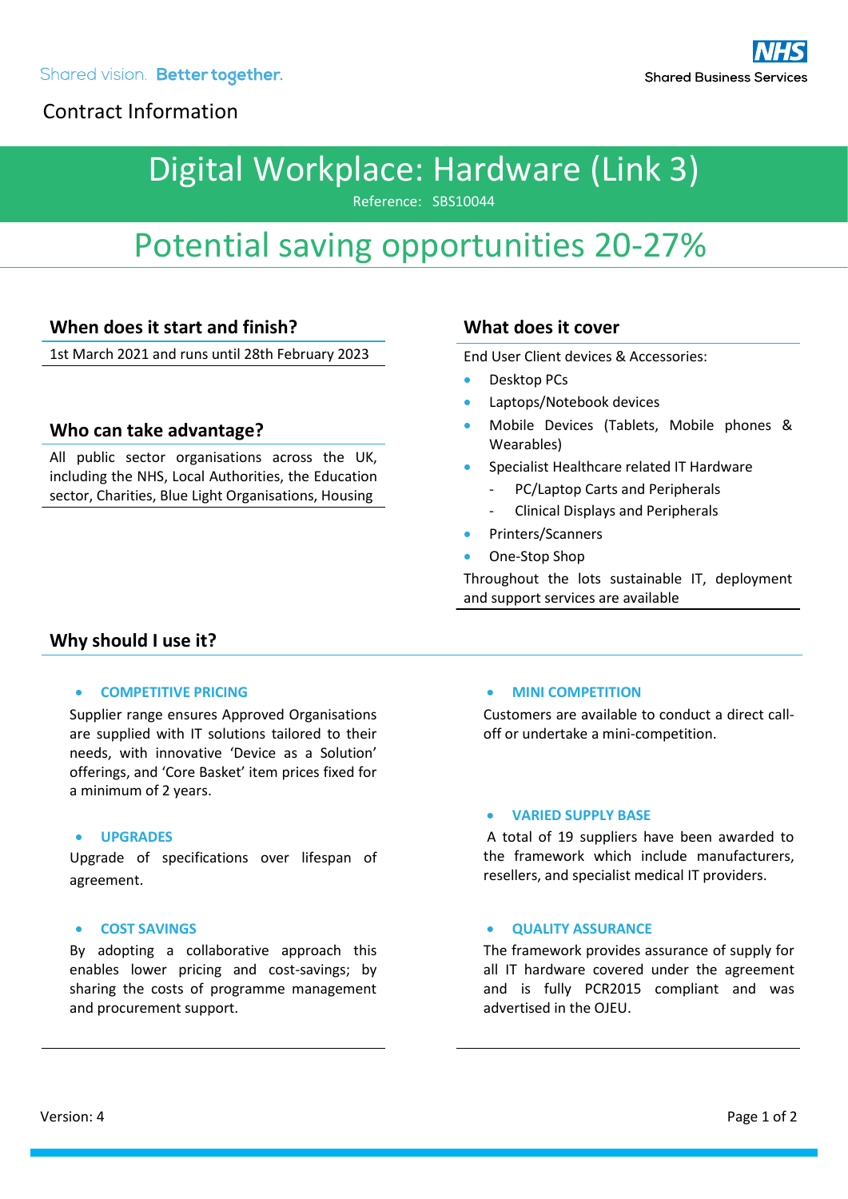Shared vision. **Better together.**

NHS Shared Business Services

Contract Information

# Digital Workplace: Hardware (Link 3)

Reference: SBS10044

## Potential saving opportunities 20-27%

### When does it start and finish?

1st March 2021 and runs until 28th February 2023

### Who can take advantage?

All public sector organisations across the UK, including the NHS, Local Authorities, the Education sector, Charities, Blue Light Organisations, Housing

### What does it cover

End User Client devices & Accessories:

- Desktop PCs
- Laptops/Notebook devices
- Mobile Devices (Tablets, Mobile phones & Wearables)
- Specialist Healthcare related IT Hardware
  - PC/Laptop Carts and Peripherals
  - Clinical Displays and Peripherals
- Printers/Scanners
- One-Stop Shop

Throughout the lots sustainable IT, deployment and support services are available

### Why should I use it?

- **COMPETITIVE PRICING**

Supplier range ensures Approved Organisations are supplied with IT solutions tailored to their needs, with innovative 'Device as a Solution' offerings, and 'Core Basket' item prices fixed for a minimum of 2 years.

- **UPGRADES**

Upgrade of specifications over lifespan of agreement.

- **COST SAVINGS**

By adopting a collaborative approach this enables lower pricing and cost-savings; by sharing the costs of programme management and procurement support.

- **MINI COMPETITION**

Customers are available to conduct a direct call-off or undertake a mini-competition.

- **VARIED SUPPLY BASE**

A total of 19 suppliers have been awarded to the framework which include manufacturers, resellers, and specialist medical IT providers.

- **QUALITY ASSURANCE**

The framework provides assurance of supply for all IT hardware covered under the agreement and is fully PCR2015 compliant and was advertised in the OJEU.

Version: 4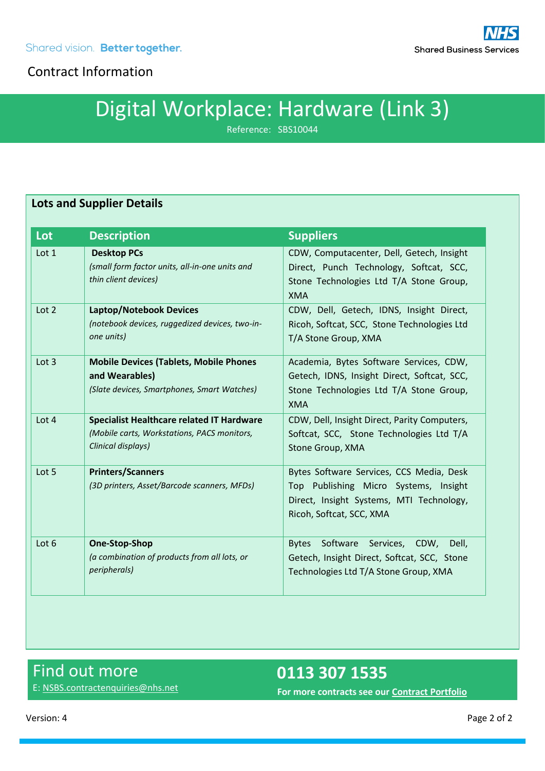Shared vision. **Better together.**

NHS Shared Business Services

Contract Information

# Digital Workplace: Hardware (Link 3)

Reference: SBS10044

## Lots and Supplier Details

| Lot | Description | Suppliers |
|---|---|---|
| Lot 1 | **Desktop PCs** *(small form factor units, all-in-one units and thin client devices)* | CDW, Computacenter, Dell, Getech, Insight Direct, Punch Technology, Softcat, SCC, Stone Technologies Ltd T/A Stone Group, XMA |
| Lot 2 | **Laptop/Notebook Devices** *(notebook devices, ruggedized devices, two-in-one units)* | CDW, Dell, Getech, IDNS, Insight Direct, Ricoh, Softcat, SCC, Stone Technologies Ltd T/A Stone Group, XMA |
| Lot 3 | **Mobile Devices (Tablets, Mobile Phones and Wearables)** *(Slate devices, Smartphones, Smart Watches)* | Academia, Bytes Software Services, CDW, Getech, IDNS, Insight Direct, Softcat, SCC, Stone Technologies Ltd T/A Stone Group, XMA |
| Lot 4 | **Specialist Healthcare related IT Hardware** *(Mobile carts, Workstations, PACS monitors, Clinical displays)* | CDW, Dell, Insight Direct, Parity Computers, Softcat, SCC, Stone Technologies Ltd T/A Stone Group, XMA |
| Lot 5 | **Printers/Scanners** *(3D printers, Asset/Barcode scanners, MFDs)* | Bytes Software Services, CCS Media, Desk Top Publishing Micro Systems, Insight Direct, Insight Systems, MTI Technology, Ricoh, Softcat, SCC, XMA |
| Lot 6 | **One-Stop-Shop** *(a combination of products from all lots, or peripherals)* | Bytes Software Services, CDW, Dell, Getech, Insight Direct, Softcat, SCC, Stone Technologies Ltd T/A Stone Group, XMA |

## Find out more

E: NSBS.contractenquiries@nhs.net

**0113 307 1535**

**For more contracts see our Contract Portfolio**

Version: 4